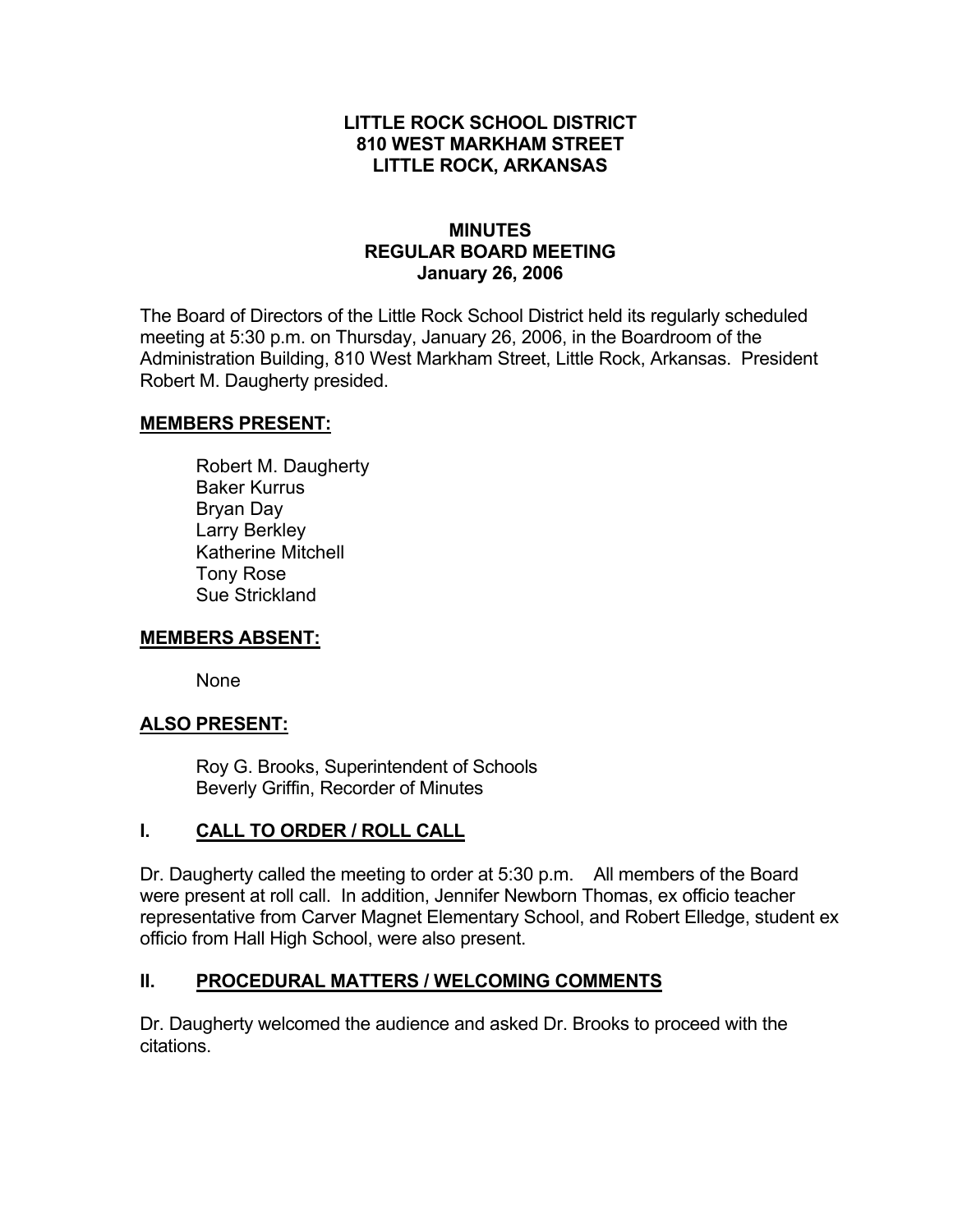# LITTLE ROCK SCHOOL DISTRICT
# 810 WEST MARKHAM STREET
# LITTLE ROCK, ARKANSAS

## MINUTES
## REGULAR BOARD MEETING
## January 26, 2006

The Board of Directors of the Little Rock School District held its regularly scheduled meeting at 5:30 p.m. on Thursday, January 26, 2006, in the Boardroom of the Administration Building, 810 West Markham Street, Little Rock, Arkansas. President Robert M. Daugherty presided.

**MEMBERS PRESENT:**

Robert M. Daugherty
Baker Kurrus
Bryan Day
Larry Berkley
Katherine Mitchell
Tony Rose
Sue Strickland

**MEMBERS ABSENT:**

None

**ALSO PRESENT:**

Roy G. Brooks, Superintendent of Schools
Beverly Griffin, Recorder of Minutes

## I. CALL TO ORDER / ROLL CALL

Dr. Daugherty called the meeting to order at 5:30 p.m. All members of the Board were present at roll call. In addition, Jennifer Newborn Thomas, ex officio teacher representative from Carver Magnet Elementary School, and Robert Elledge, student ex officio from Hall High School, were also present.

## II. PROCEDURAL MATTERS / WELCOMING COMMENTS

Dr. Daugherty welcomed the audience and asked Dr. Brooks to proceed with the citations.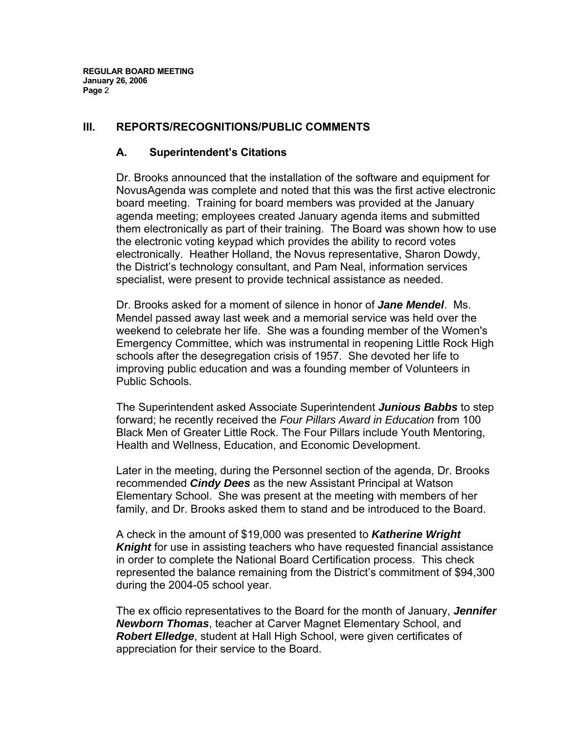## III. REPORTS/RECOGNITIONS/PUBLIC COMMENTS

### A. Superintendent's Citations

Dr. Brooks announced that the installation of the software and equipment for NovusAgenda was complete and noted that this was the first active electronic board meeting. Training for board members was provided at the January agenda meeting; employees created January agenda items and submitted them electronically as part of their training. The Board was shown how to use the electronic voting keypad which provides the ability to record votes electronically. Heather Holland, the Novus representative, Sharon Dowdy, the District's technology consultant, and Pam Neal, information services specialist, were present to provide technical assistance as needed.

Dr. Brooks asked for a moment of silence in honor of ***Jane Mendel***. Ms. Mendel passed away last week and a memorial service was held over the weekend to celebrate her life. She was a founding member of the Women's Emergency Committee, which was instrumental in reopening Little Rock High schools after the desegregation crisis of 1957. She devoted her life to improving public education and was a founding member of Volunteers in Public Schools.

The Superintendent asked Associate Superintendent ***Junious Babbs*** to step forward; he recently received the *Four Pillars Award in Education* from 100 Black Men of Greater Little Rock. The Four Pillars include Youth Mentoring, Health and Wellness, Education, and Economic Development.

Later in the meeting, during the Personnel section of the agenda, Dr. Brooks recommended ***Cindy Dees*** as the new Assistant Principal at Watson Elementary School. She was present at the meeting with members of her family, and Dr. Brooks asked them to stand and be introduced to the Board.

A check in the amount of $19,000 was presented to ***Katherine Wright Knight*** for use in assisting teachers who have requested financial assistance in order to complete the National Board Certification process. This check represented the balance remaining from the District's commitment of $94,300 during the 2004-05 school year.

The ex officio representatives to the Board for the month of January, ***Jennifer Newborn Thomas***, teacher at Carver Magnet Elementary School, and ***Robert Elledge***, student at Hall High School, were given certificates of appreciation for their service to the Board.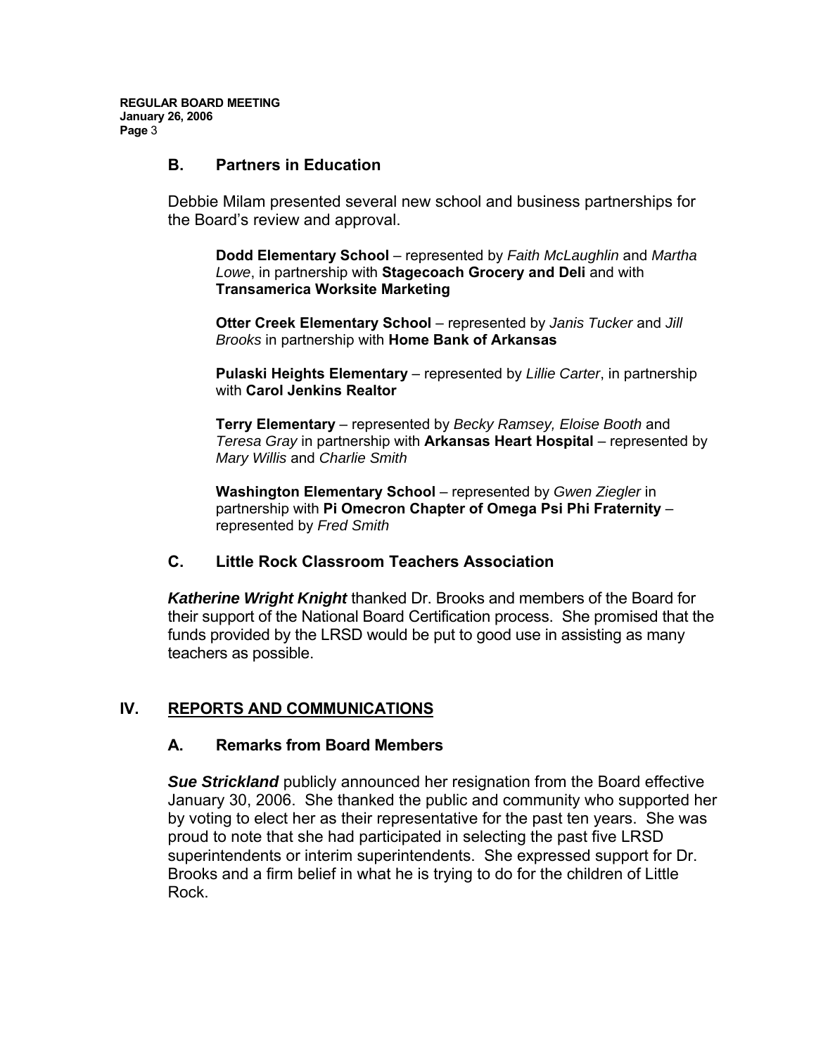### B. Partners in Education

Debbie Milam presented several new school and business partnerships for the Board's review and approval.

**Dodd Elementary School** – represented by *Faith McLaughlin* and *Martha Lowe*, in partnership with **Stagecoach Grocery and Deli** and with **Transamerica Worksite Marketing**

**Otter Creek Elementary School** – represented by *Janis Tucker* and *Jill Brooks* in partnership with **Home Bank of Arkansas**

**Pulaski Heights Elementary** – represented by *Lillie Carter*, in partnership with **Carol Jenkins Realtor**

**Terry Elementary** – represented by *Becky Ramsey, Eloise Booth* and *Teresa Gray* in partnership with **Arkansas Heart Hospital** – represented by *Mary Willis* and *Charlie Smith*

**Washington Elementary School** – represented by *Gwen Ziegler* in partnership with **Pi Omecron Chapter of Omega Psi Phi Fraternity** – represented by *Fred Smith*

### C. Little Rock Classroom Teachers Association

***Katherine Wright Knight*** thanked Dr. Brooks and members of the Board for their support of the National Board Certification process. She promised that the funds provided by the LRSD would be put to good use in assisting as many teachers as possible.

## IV. REPORTS AND COMMUNICATIONS

### A. Remarks from Board Members

***Sue Strickland*** publicly announced her resignation from the Board effective January 30, 2006. She thanked the public and community who supported her by voting to elect her as their representative for the past ten years. She was proud to note that she had participated in selecting the past five LRSD superintendents or interim superintendents. She expressed support for Dr. Brooks and a firm belief in what he is trying to do for the children of Little Rock.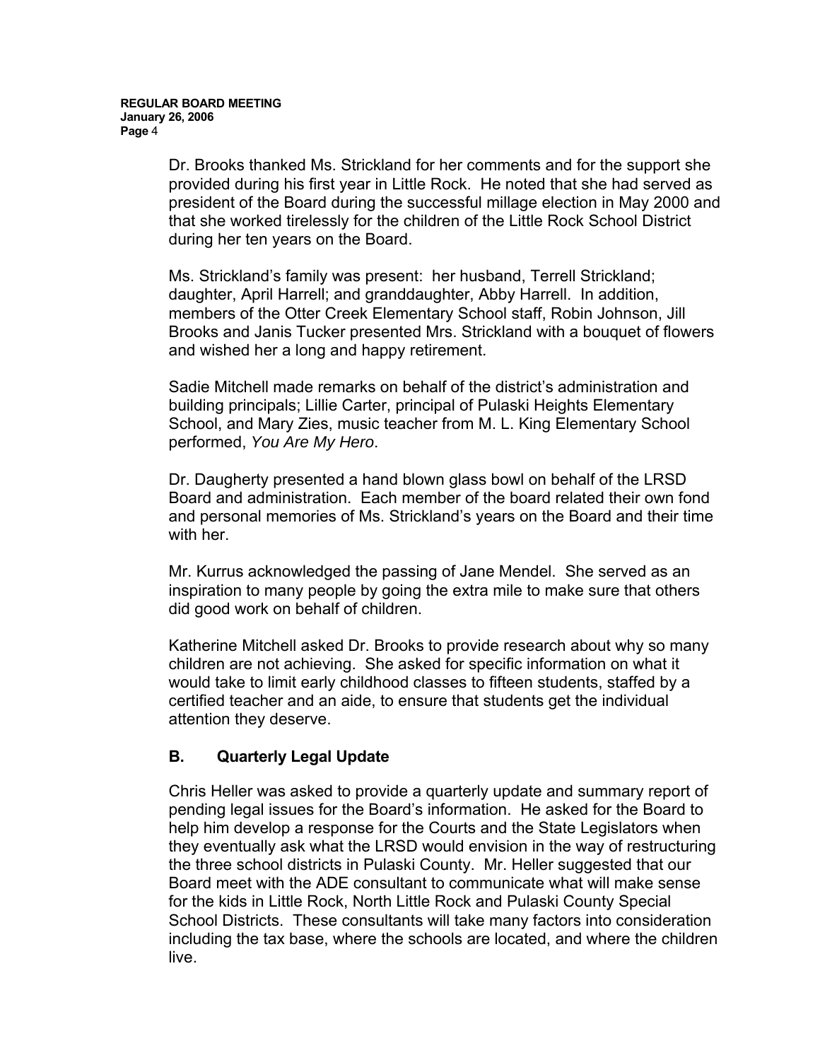Dr. Brooks thanked Ms. Strickland for her comments and for the support she provided during his first year in Little Rock. He noted that she had served as president of the Board during the successful millage election in May 2000 and that she worked tirelessly for the children of the Little Rock School District during her ten years on the Board.

Ms. Strickland's family was present: her husband, Terrell Strickland; daughter, April Harrell; and granddaughter, Abby Harrell. In addition, members of the Otter Creek Elementary School staff, Robin Johnson, Jill Brooks and Janis Tucker presented Mrs. Strickland with a bouquet of flowers and wished her a long and happy retirement.

Sadie Mitchell made remarks on behalf of the district's administration and building principals; Lillie Carter, principal of Pulaski Heights Elementary School, and Mary Zies, music teacher from M. L. King Elementary School performed, *You Are My Hero*.

Dr. Daugherty presented a hand blown glass bowl on behalf of the LRSD Board and administration. Each member of the board related their own fond and personal memories of Ms. Strickland's years on the Board and their time with her.

Mr. Kurrus acknowledged the passing of Jane Mendel. She served as an inspiration to many people by going the extra mile to make sure that others did good work on behalf of children.

Katherine Mitchell asked Dr. Brooks to provide research about why so many children are not achieving. She asked for specific information on what it would take to limit early childhood classes to fifteen students, staffed by a certified teacher and an aide, to ensure that students get the individual attention they deserve.

## B. Quarterly Legal Update

Chris Heller was asked to provide a quarterly update and summary report of pending legal issues for the Board's information. He asked for the Board to help him develop a response for the Courts and the State Legislators when they eventually ask what the LRSD would envision in the way of restructuring the three school districts in Pulaski County. Mr. Heller suggested that our Board meet with the ADE consultant to communicate what will make sense for the kids in Little Rock, North Little Rock and Pulaski County Special School Districts. These consultants will take many factors into consideration including the tax base, where the schools are located, and where the children live.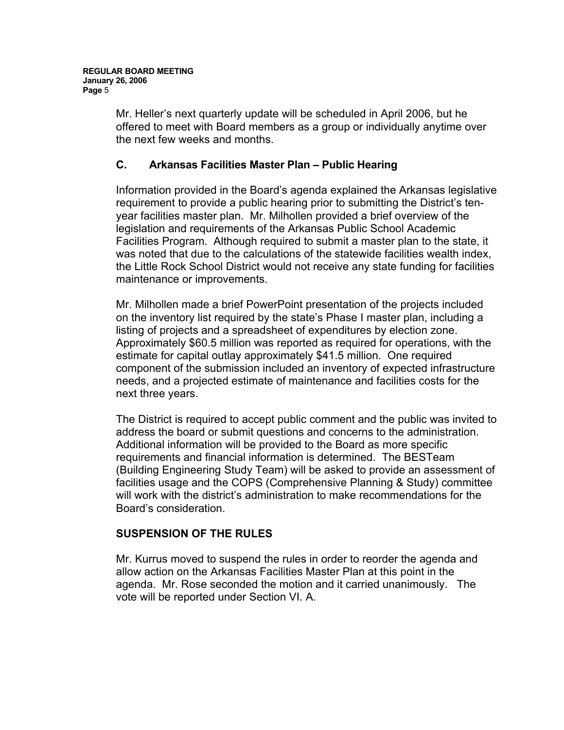Mr. Heller's next quarterly update will be scheduled in April 2006, but he offered to meet with Board members as a group or individually anytime over the next few weeks and months.

## C. Arkansas Facilities Master Plan – Public Hearing

Information provided in the Board's agenda explained the Arkansas legislative requirement to provide a public hearing prior to submitting the District's ten-year facilities master plan. Mr. Milhollen provided a brief overview of the legislation and requirements of the Arkansas Public School Academic Facilities Program. Although required to submit a master plan to the state, it was noted that due to the calculations of the statewide facilities wealth index, the Little Rock School District would not receive any state funding for facilities maintenance or improvements.

Mr. Milhollen made a brief PowerPoint presentation of the projects included on the inventory list required by the state's Phase I master plan, including a listing of projects and a spreadsheet of expenditures by election zone. Approximately $60.5 million was reported as required for operations, with the estimate for capital outlay approximately $41.5 million. One required component of the submission included an inventory of expected infrastructure needs, and a projected estimate of maintenance and facilities costs for the next three years.

The District is required to accept public comment and the public was invited to address the board or submit questions and concerns to the administration. Additional information will be provided to the Board as more specific requirements and financial information is determined. The BESTeam (Building Engineering Study Team) will be asked to provide an assessment of facilities usage and the COPS (Comprehensive Planning & Study) committee will work with the district's administration to make recommendations for the Board's consideration.

## SUSPENSION OF THE RULES

Mr. Kurrus moved to suspend the rules in order to reorder the agenda and allow action on the Arkansas Facilities Master Plan at this point in the agenda. Mr. Rose seconded the motion and it carried unanimously. The vote will be reported under Section VI. A.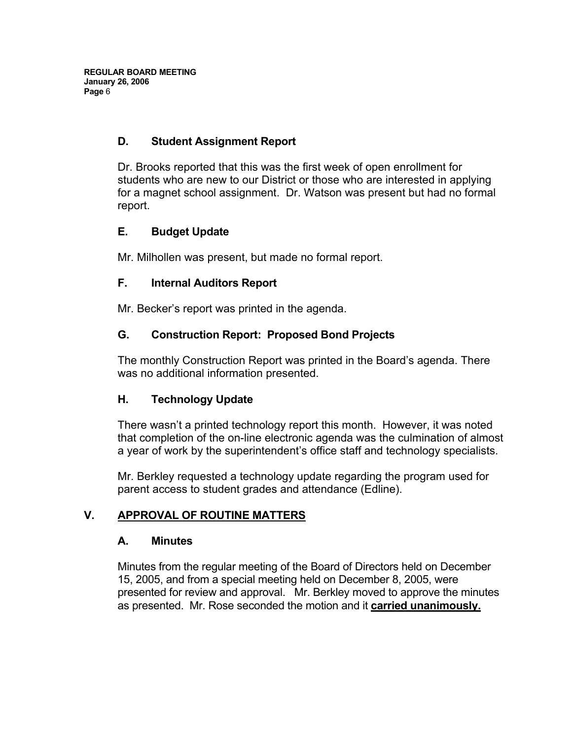### D. Student Assignment Report

Dr. Brooks reported that this was the first week of open enrollment for students who are new to our District or those who are interested in applying for a magnet school assignment. Dr. Watson was present but had no formal report.

### E. Budget Update

Mr. Milhollen was present, but made no formal report.

### F. Internal Auditors Report

Mr. Becker's report was printed in the agenda.

### G. Construction Report: Proposed Bond Projects

The monthly Construction Report was printed in the Board's agenda. There was no additional information presented.

### H. Technology Update

There wasn't a printed technology report this month. However, it was noted that completion of the on-line electronic agenda was the culmination of almost a year of work by the superintendent's office staff and technology specialists.

Mr. Berkley requested a technology update regarding the program used for parent access to student grades and attendance (Edline).

## V. APPROVAL OF ROUTINE MATTERS

### A. Minutes

Minutes from the regular meeting of the Board of Directors held on December 15, 2005, and from a special meeting held on December 8, 2005, were presented for review and approval. Mr. Berkley moved to approve the minutes as presented. Mr. Rose seconded the motion and it **carried unanimously.**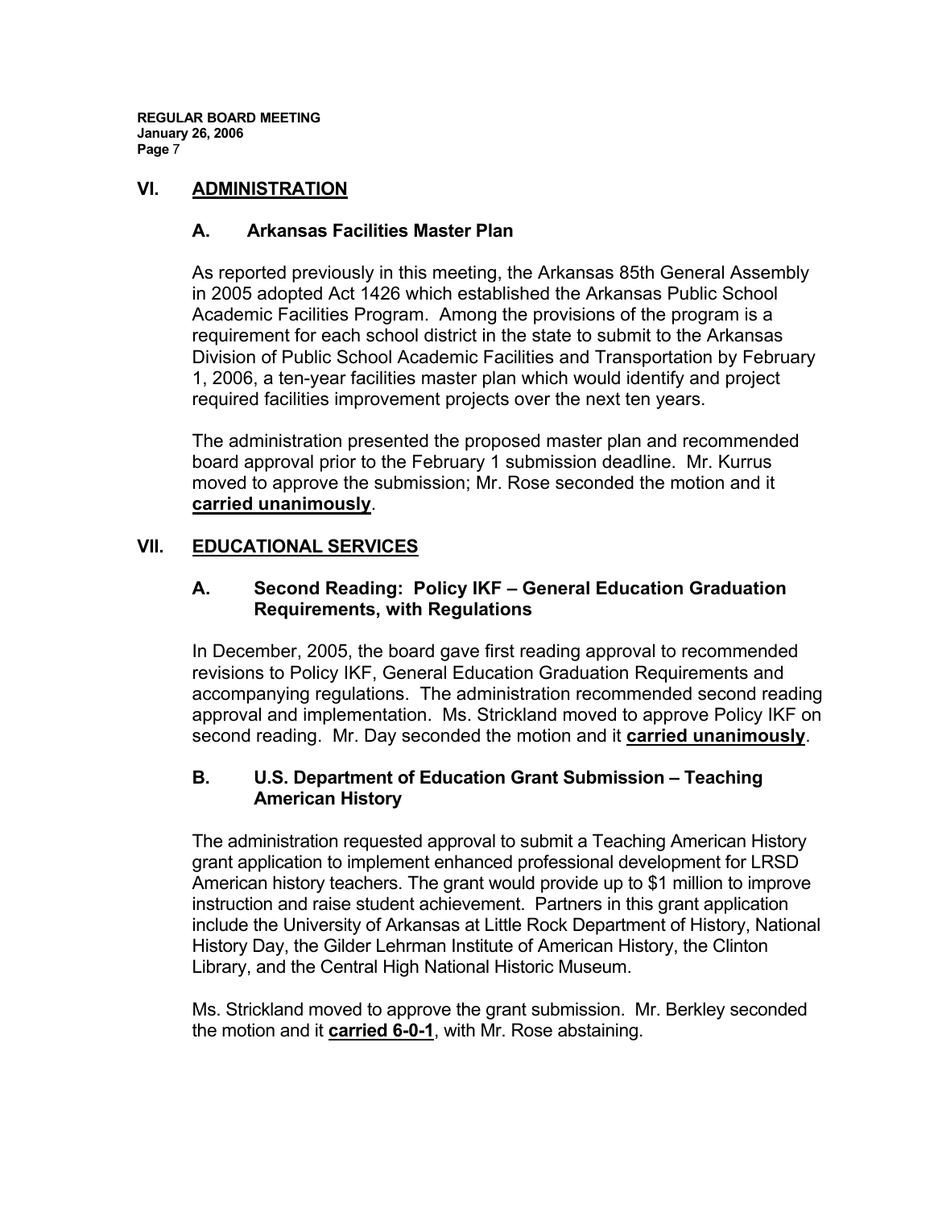## VI. ADMINISTRATION

### A. Arkansas Facilities Master Plan

As reported previously in this meeting, the Arkansas 85th General Assembly in 2005 adopted Act 1426 which established the Arkansas Public School Academic Facilities Program. Among the provisions of the program is a requirement for each school district in the state to submit to the Arkansas Division of Public School Academic Facilities and Transportation by February 1, 2006, a ten-year facilities master plan which would identify and project required facilities improvement projects over the next ten years.

The administration presented the proposed master plan and recommended board approval prior to the February 1 submission deadline. Mr. Kurrus moved to approve the submission; Mr. Rose seconded the motion and it **carried unanimously**.

## VII. EDUCATIONAL SERVICES

### A. Second Reading: Policy IKF – General Education Graduation Requirements, with Regulations

In December, 2005, the board gave first reading approval to recommended revisions to Policy IKF, General Education Graduation Requirements and accompanying regulations. The administration recommended second reading approval and implementation. Ms. Strickland moved to approve Policy IKF on second reading. Mr. Day seconded the motion and it **carried unanimously**.

### B. U.S. Department of Education Grant Submission – Teaching American History

The administration requested approval to submit a Teaching American History grant application to implement enhanced professional development for LRSD American history teachers. The grant would provide up to $1 million to improve instruction and raise student achievement. Partners in this grant application include the University of Arkansas at Little Rock Department of History, National History Day, the Gilder Lehrman Institute of American History, the Clinton Library, and the Central High National Historic Museum.

Ms. Strickland moved to approve the grant submission. Mr. Berkley seconded the motion and it **carried 6-0-1**, with Mr. Rose abstaining.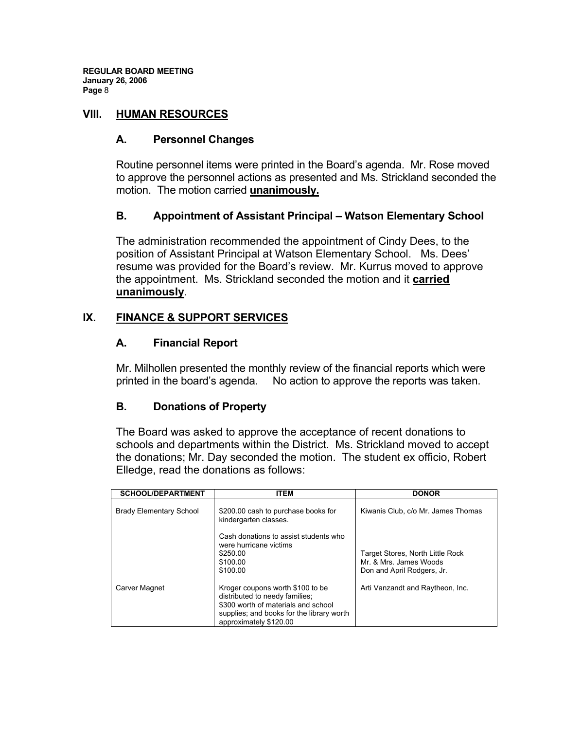## VIII. HUMAN RESOURCES

### A. Personnel Changes

Routine personnel items were printed in the Board's agenda. Mr. Rose moved to approve the personnel actions as presented and Ms. Strickland seconded the motion. The motion carried **unanimously.**

### B. Appointment of Assistant Principal – Watson Elementary School

The administration recommended the appointment of Cindy Dees, to the position of Assistant Principal at Watson Elementary School. Ms. Dees' resume was provided for the Board's review. Mr. Kurrus moved to approve the appointment. Ms. Strickland seconded the motion and it **carried unanimously**.

## IX. FINANCE & SUPPORT SERVICES

### A. Financial Report

Mr. Milhollen presented the monthly review of the financial reports which were printed in the board's agenda. No action to approve the reports was taken.

### B. Donations of Property

The Board was asked to approve the acceptance of recent donations to schools and departments within the District. Ms. Strickland moved to accept the donations; Mr. Day seconded the motion. The student ex officio, Robert Elledge, read the donations as follows:

| SCHOOL/DEPARTMENT | ITEM | DONOR |
|---|---|---|
| Brady Elementary School | $200.00 cash to purchase books for kindergarten classes. | Kiwanis Club, c/o Mr. James Thomas |
| | Cash donations to assist students who were hurricane victims<br>$250.00<br>$100.00<br>$100.00 | <br><br>Target Stores, North Little Rock<br>Mr. & Mrs. James Woods<br>Don and April Rodgers, Jr. |
| Carver Magnet | Kroger coupons worth $100 to be distributed to needy families; $300 worth of materials and school supplies; and books for the library worth approximately $120.00 | Arti Vanzandt and Raytheon, Inc. |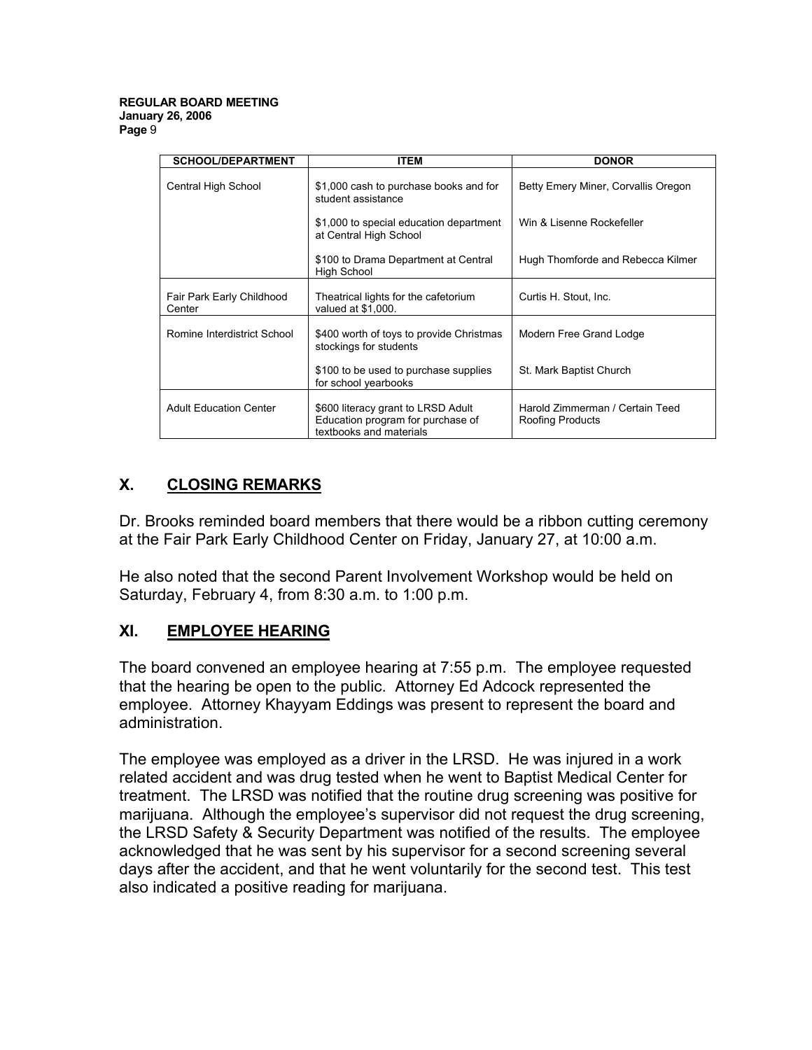| SCHOOL/DEPARTMENT | ITEM | DONOR |
|---|---|---|
| Central High School | $1,000 cash to purchase books and for student assistance | Betty Emery Miner, Corvallis Oregon |
| | $1,000 to special education department at Central High School | Win & Lisenne Rockefeller |
| | $100 to Drama Department at Central High School | Hugh Thomforde and Rebecca Kilmer |
| Fair Park Early Childhood Center | Theatrical lights for the cafetorium valued at $1,000. | Curtis H. Stout, Inc. |
| Romine Interdistrict School | $400 worth of toys to provide Christmas stockings for students | Modern Free Grand Lodge |
| | $100 to be used to purchase supplies for school yearbooks | St. Mark Baptist Church |
| Adult Education Center | $600 literacy grant to LRSD Adult Education program for purchase of textbooks and materials | Harold Zimmerman / Certain Teed Roofing Products |

## X. CLOSING REMARKS

Dr. Brooks reminded board members that there would be a ribbon cutting ceremony at the Fair Park Early Childhood Center on Friday, January 27, at 10:00 a.m.

He also noted that the second Parent Involvement Workshop would be held on Saturday, February 4, from 8:30 a.m. to 1:00 p.m.

## XI. EMPLOYEE HEARING

The board convened an employee hearing at 7:55 p.m. The employee requested that the hearing be open to the public. Attorney Ed Adcock represented the employee. Attorney Khayyam Eddings was present to represent the board and administration.

The employee was employed as a driver in the LRSD. He was injured in a work related accident and was drug tested when he went to Baptist Medical Center for treatment. The LRSD was notified that the routine drug screening was positive for marijuana. Although the employee's supervisor did not request the drug screening, the LRSD Safety & Security Department was notified of the results. The employee acknowledged that he was sent by his supervisor for a second screening several days after the accident, and that he went voluntarily for the second test. This test also indicated a positive reading for marijuana.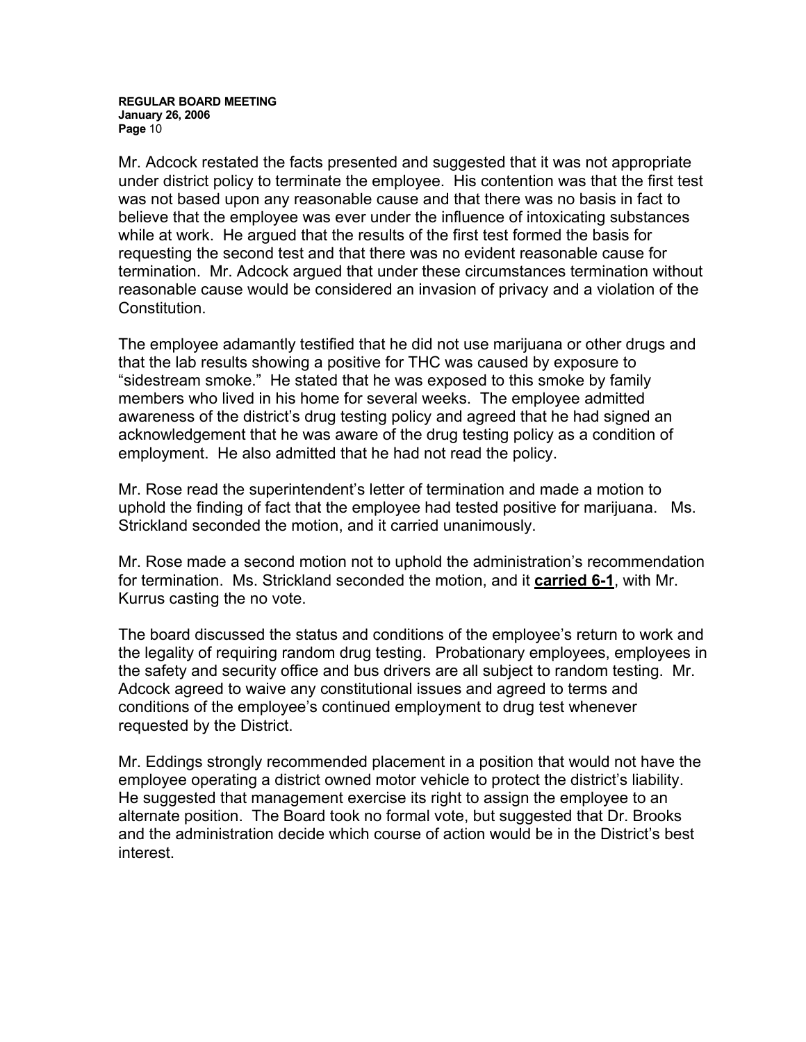Mr. Adcock restated the facts presented and suggested that it was not appropriate under district policy to terminate the employee. His contention was that the first test was not based upon any reasonable cause and that there was no basis in fact to believe that the employee was ever under the influence of intoxicating substances while at work. He argued that the results of the first test formed the basis for requesting the second test and that there was no evident reasonable cause for termination. Mr. Adcock argued that under these circumstances termination without reasonable cause would be considered an invasion of privacy and a violation of the Constitution.

The employee adamantly testified that he did not use marijuana or other drugs and that the lab results showing a positive for THC was caused by exposure to "sidestream smoke." He stated that he was exposed to this smoke by family members who lived in his home for several weeks. The employee admitted awareness of the district's drug testing policy and agreed that he had signed an acknowledgement that he was aware of the drug testing policy as a condition of employment. He also admitted that he had not read the policy.

Mr. Rose read the superintendent's letter of termination and made a motion to uphold the finding of fact that the employee had tested positive for marijuana. Ms. Strickland seconded the motion, and it carried unanimously.

Mr. Rose made a second motion not to uphold the administration's recommendation for termination. Ms. Strickland seconded the motion, and it **carried 6-1**, with Mr. Kurrus casting the no vote.

The board discussed the status and conditions of the employee's return to work and the legality of requiring random drug testing. Probationary employees, employees in the safety and security office and bus drivers are all subject to random testing. Mr. Adcock agreed to waive any constitutional issues and agreed to terms and conditions of the employee's continued employment to drug test whenever requested by the District.

Mr. Eddings strongly recommended placement in a position that would not have the employee operating a district owned motor vehicle to protect the district's liability. He suggested that management exercise its right to assign the employee to an alternate position. The Board took no formal vote, but suggested that Dr. Brooks and the administration decide which course of action would be in the District's best interest.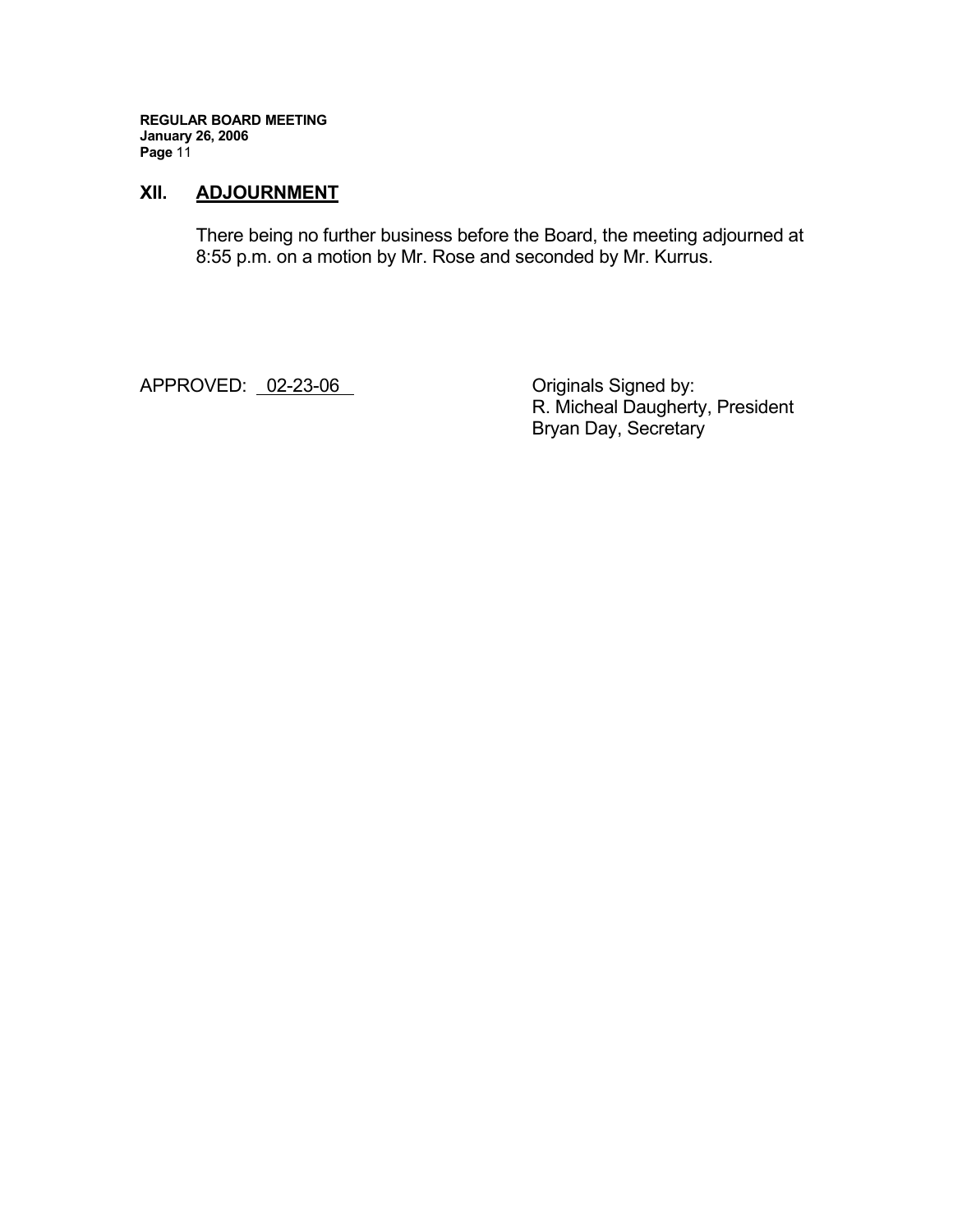## XII. ADJOURNMENT

There being no further business before the Board, the meeting adjourned at 8:55 p.m. on a motion by Mr. Rose and seconded by Mr. Kurrus.

APPROVED: 02-23-06

Originals Signed by:
R. Micheal Daugherty, President
Bryan Day, Secretary